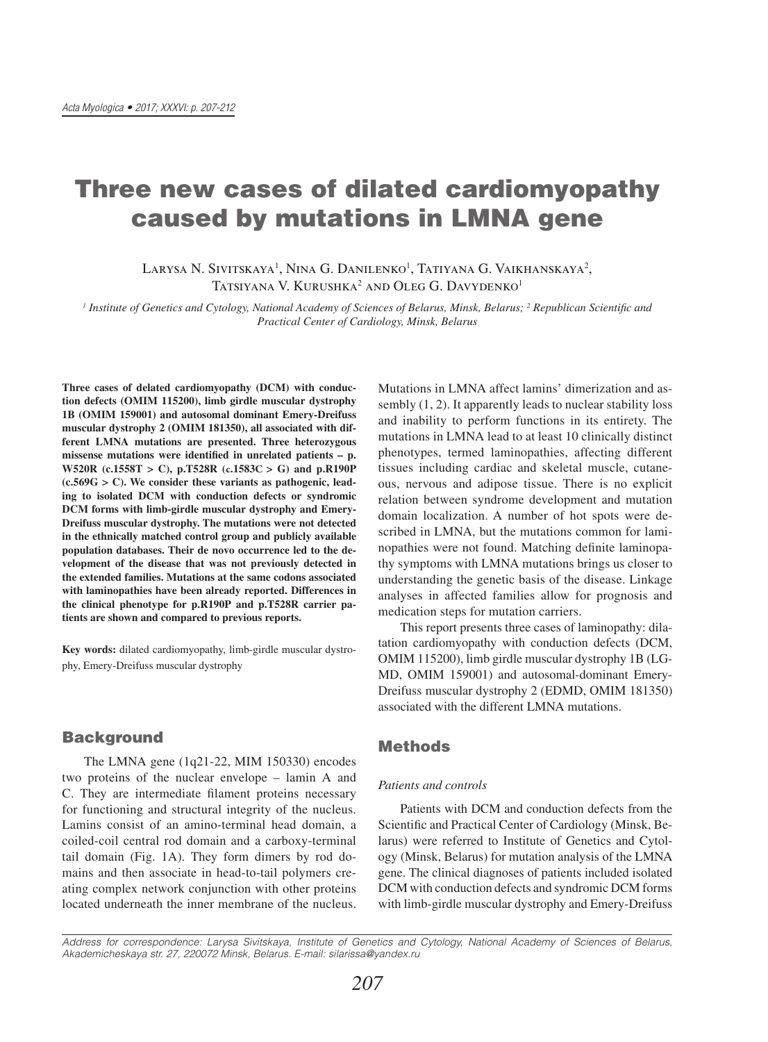# Three new cases of dilated cardiomyopathy caused by mutations in LMNA gene

Larysa N. Sivitskaya[1], Nina G. Danilenko[1], Tatiyana G. Vaikhanskaya[2], Tatsiyana V. Kurushka[2] and Oleg G. Davydenko[1]

[1] *Institute of Genetics and Cytology, National Academy of Sciences of Belarus, Minsk, Belarus;* [2] *Republican Scientific and Practical Center of Cardiology, Minsk, Belarus*

**Three cases of delated cardiomyopathy (DCM) with conduction defects (OMIM 115200), limb girdle muscular dystrophy 1B (OMIM 159001) and autosomal dominant Emery-Dreifuss muscular dystrophy 2 (OMIM 181350), all associated with different LMNA mutations are presented. Three heterozygous missense mutations were identified in unrelated patients – p. W520R (c.1558T > C), p.T528R (c.1583C > G) and p.R190P (c.569G > C). We consider these variants as pathogenic, leading to isolated DCM with conduction defects or syndromic DCM forms with limb-girdle muscular dystrophy and Emery-Dreifuss muscular dystrophy. The mutations were not detected in the ethnically matched control group and publicly available population databases. Their de novo occurrence led to the development of the disease that was not previously detected in the extended families. Mutations at the same codons associated with laminopathies have been already reported. Differences in the clinical phenotype for p.R190P and p.T528R carrier patients are shown and compared to previous reports.**

**Key words:** dilated cardiomyopathy, limb-girdle muscular dystrophy, Emery-Dreifuss muscular dystrophy

## Background

The LMNA gene (1q21-22, MIM 150330) encodes two proteins of the nuclear envelope – lamin A and C. They are intermediate filament proteins necessary for functioning and structural integrity of the nucleus. Lamins consist of an amino-terminal head domain, a coiled-coil central rod domain and a carboxy-terminal tail domain (Fig. 1A). They form dimers by rod domains and then associate in head-to-tail polymers creating complex network conjunction with other proteins located underneath the inner membrane of the nucleus. Mutations in LMNA affect lamins' dimerization and assembly (1, 2). It apparently leads to nuclear stability loss and inability to perform functions in its entirety. The mutations in LMNA lead to at least 10 clinically distinct phenotypes, termed laminopathies, affecting different tissues including cardiac and skeletal muscle, cutaneous, nervous and adipose tissue. There is no explicit relation between syndrome development and mutation domain localization. A number of hot spots were described in LMNA, but the mutations common for laminopathies were not found. Matching definite laminopathy symptoms with LMNA mutations brings us closer to understanding the genetic basis of the disease. Linkage analyses in affected families allow for prognosis and medication steps for mutation carriers.

This report presents three cases of laminopathy: dilatation cardiomyopathy with conduction defects (DCM, OMIM 115200), limb girdle muscular dystrophy 1B (LGMD, OMIM 159001) and autosomal-dominant Emery-Dreifuss muscular dystrophy 2 (EDMD, OMIM 181350) associated with the different LMNA mutations.

## Methods

### *Patients and controls*

Patients with DCM and conduction defects from the Scientific and Practical Center of Cardiology (Minsk, Belarus) were referred to Institute of Genetics and Cytology (Minsk, Belarus) for mutation analysis of the LMNA gene. The clinical diagnoses of patients included isolated DCM with conduction defects and syndromic DCM forms with limb-girdle muscular dystrophy and Emery-Dreifuss

*Address for correspondence: Larysa Sivitskaya, Institute of Genetics and Cytology, National Academy of Sciences of Belarus, Akademicheskaya str. 27, 220072 Minsk, Belarus. E-mail: silarissa@yandex.ru*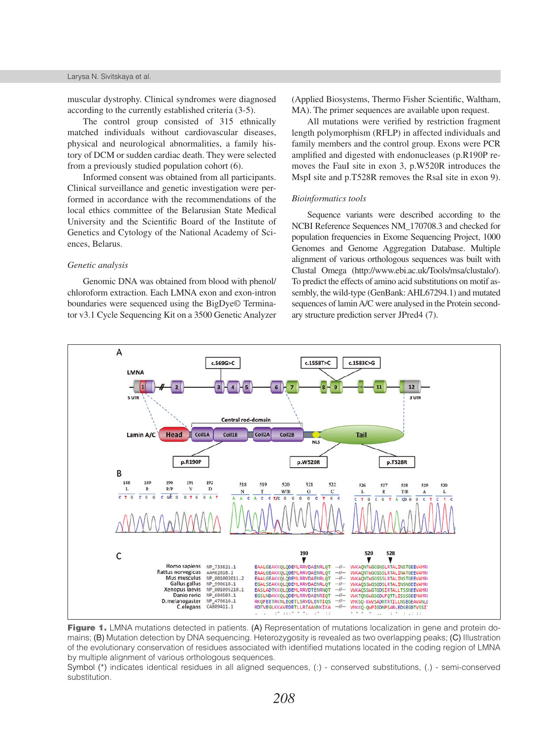muscular dystrophy. Clinical syndromes were diagnosed according to the currently established criteria (3-5).

The control group consisted of 315 ethnically matched individuals without cardiovascular diseases, physical and neurological abnormalities, a family history of DCM or sudden cardiac death. They were selected from a previously studied population cohort (6).

Informed consent was obtained from all participants. Clinical surveillance and genetic investigation were performed in accordance with the recommendations of the local ethics committee of the Belarusian State Medical University and the Scientific Board of the Institute of Genetics and Cytology of the National Academy of Sciences, Belarus.

### *Genetic analysis*

Genomic DNA was obtained from blood with phenol/chloroform extraction. Each LMNA exon and exon-intron boundaries were sequenced using the BigDye© Terminator v3.1 Cycle Sequencing Kit on a 3500 Genetic Analyzer (Applied Biosystems, Thermo Fisher Scientific, Waltham, MA). The primer sequences are available upon request.

All mutations were verified by restriction fragment length polymorphism (RFLP) in affected individuals and family members and the control group. Exons were PCR amplified and digested with endonucleases (p.R190P removes the FauI site in exon 3, p.W520R introduces the MspI site and p.T528R removes the RsaI site in exon 9).

### *Bioinformatics tools*

Sequence variants were described according to the NCBI Reference Sequences NM_170708.3 and checked for population frequencies in Exome Sequencing Project, 1000 Genomes and Genome Aggregation Database. Multiple alignment of various orthologous sequences was built with Clustal Omega (http://www.ebi.ac.uk/Tools/msa/clustalo/). To predict the effects of amino acid substitutions on motif assembly, the wild-type (GenBank: AHL67294.1) and mutated sequences of lamin A/C were analysed in the Protein secondary structure prediction server JPred4 (7).

A

LMNA

c.569G>C

c.1558T>C

c.1583C>G

5'UTR

3'UTR

Central rod-domain

Lamin A/C

Head

Coil1A

Coil1B

Coil2A

Coil2B

NLS

Tail

p.R190P

p.W520R

p.T528R

B

C

Homo sapiens NP_733821.1

Rattus norvegicus AAH62018.1

Mus musculus NP_001002011.2

Gallus gallus NP_990618.1

Xenopus laevis NP_001095210.1

Danio rerio NP_694503.1

D.melanogaster NP_476616.1

C.elegans CAB09411.1

**Figure 1.** LMNA mutations detected in patients. (A) Representation of mutations localization in gene and protein domains; (B) Mutation detection by DNA sequencing. Heterozygosity is revealed as two overlapping peaks; (C) Illustration of the evolutionary conservation of residues associated with identified mutations located in the coding region of LMNA by multiple alignment of various orthologous sequences.
Symbol (*) indicates identical residues in all aligned sequences, (:) - conserved substitutions, (.) - semi-conserved substitution.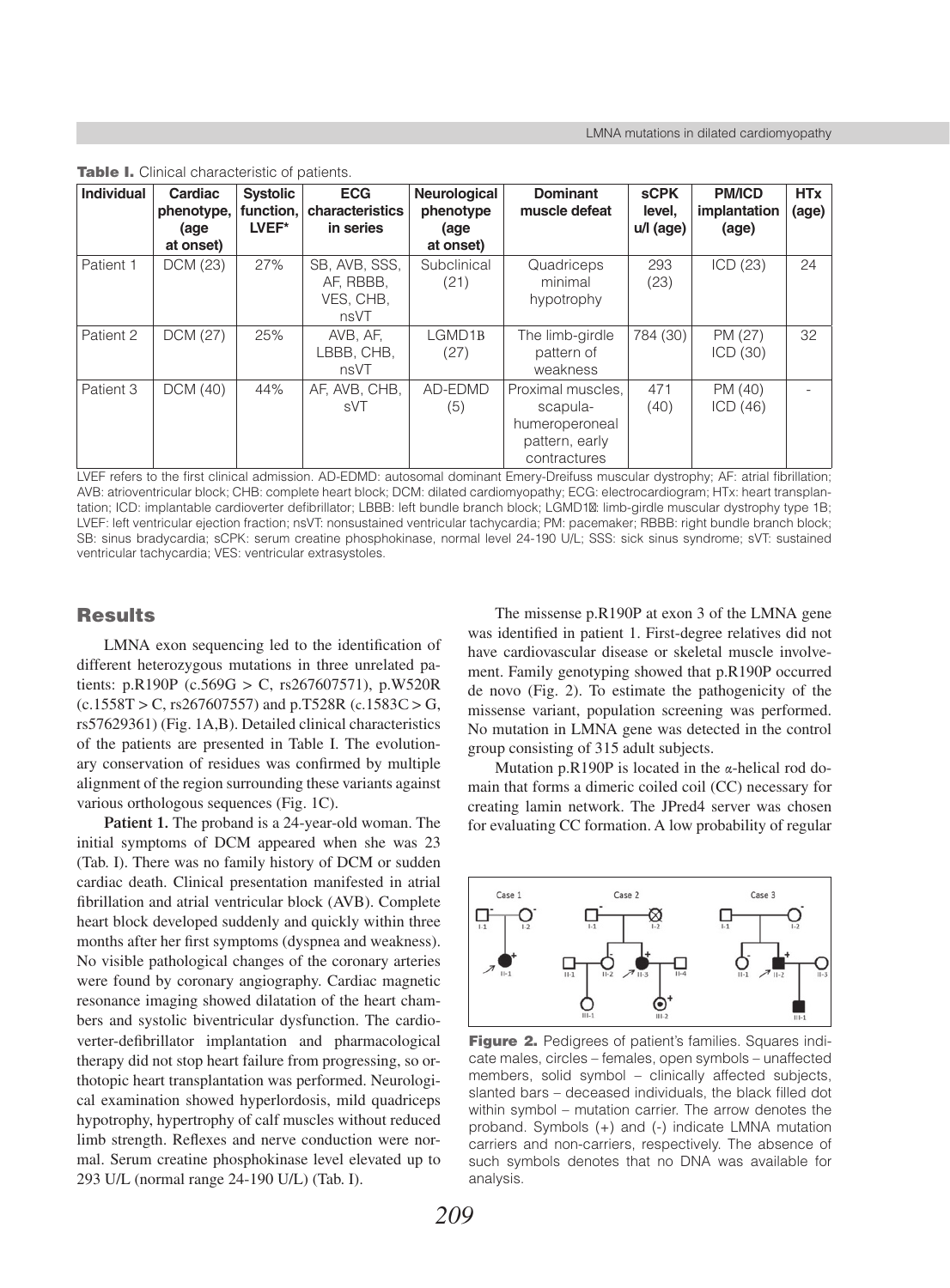**Table I.** Clinical characteristic of patients.

| Individual | Cardiac phenotype, (age at onset) | Systolic function, LVEF* | ECG characteristics in series | Neurological phenotype (age at onset) | Dominant muscle defeat | sCPK level, u/l (age) | PM/ICD implantation (age) | HTx (age) |
|---|---|---|---|---|---|---|---|---|
| Patient 1 | DCM (23) | 27% | SB, AVB, SSS, AF, RBBB, VES, CHB, nsVT | Subclinical (21) | Quadriceps minimal hypotrophy | 293 (23) | ICD (23) | 24 |
| Patient 2 | DCM (27) | 25% | AVB, AF, LBBB, CHB, nsVT | LGMD1B (27) | The limb-girdle pattern of weakness | 784 (30) | PM (27) ICD (30) | 32 |
| Patient 3 | DCM (40) | 44% | AF, AVB, CHB, sVT | AD-EDMD (5) | Proximal muscles, scapula-humeroperoneal pattern, early contractures | 471 (40) | PM (40) ICD (46) | - |

LVEF refers to the first clinical admission. AD-EDMD: autosomal dominant Emery-Dreifuss muscular dystrophy; AF: atrial fibrillation; AVB: atrioventricular block; CHB: complete heart block; DCM: dilated cardiomyopathy; ECG: electrocardiogram; HTx: heart transplantation; ICD: implantable cardioverter defibrillator; LBBB: left bundle branch block; LGMD1B: limb-girdle muscular dystrophy type 1B; LVEF: left ventricular ejection fraction; nsVT: nonsustained ventricular tachycardia; PM: pacemaker; RBBB: right bundle branch block; SB: sinus bradycardia; sCPK: serum creatine phosphokinase, normal level 24-190 U/L; SSS: sick sinus syndrome; sVT: sustained ventricular tachycardia; VES: ventricular extrasystoles.

## Results

LMNA exon sequencing led to the identification of different heterozygous mutations in three unrelated patients: p.R190P (c.569G > C, rs267607571), p.W520R (c.1558T > C, rs267607557) and p.T528R (c.1583C > G, rs57629361) (Fig. 1A,B). Detailed clinical characteristics of the patients are presented in Table I. The evolutionary conservation of residues was confirmed by multiple alignment of the region surrounding these variants against various orthologous sequences (Fig. 1C).

**Patient 1.** The proband is a 24-year-old woman. The initial symptoms of DCM appeared when she was 23 (Tab. I). There was no family history of DCM or sudden cardiac death. Clinical presentation manifested in atrial fibrillation and atrial ventricular block (AVB). Complete heart block developed suddenly and quickly within three months after her first symptoms (dyspnea and weakness). No visible pathological changes of the coronary arteries were found by coronary angiography. Cardiac magnetic resonance imaging showed dilatation of the heart chambers and systolic biventricular dysfunction. The cardioverter-defibrillator implantation and pharmacological therapy did not stop heart failure from progressing, so orthotopic heart transplantation was performed. Neurological examination showed hyperlordosis, mild quadriceps hypotrophy, hypertrophy of calf muscles without reduced limb strength. Reflexes and nerve conduction were normal. Serum creatine phosphokinase level elevated up to 293 U/L (normal range 24-190 U/L) (Tab. I).

The missense p.R190P at exon 3 of the LMNA gene was identified in patient 1. First-degree relatives did not have cardiovascular disease or skeletal muscle involvement. Family genotyping showed that p.R190P occurred de novo (Fig. 2). To estimate the pathogenicity of the missense variant, population screening was performed. No mutation in LMNA gene was detected in the control group consisting of 315 adult subjects.

Mutation p.R190P is located in the α-helical rod domain that forms a dimeric coiled coil (CC) necessary for creating lamin network. The JPred4 server was chosen for evaluating CC formation. A low probability of regular

Case 1 Case 2 Case 3
I-1 I-2 II-1 I-1 I-2 II-1 II-2 II-3 II-4 III-1 III-2 I-1 I-2 II-1 II-2 II-3 III-1

**Figure 2.** Pedigrees of patient's families. Squares indicate males, circles – females, open symbols – unaffected members, solid symbol – clinically affected subjects, slanted bars – deceased individuals, the black filled dot within symbol – mutation carrier. The arrow denotes the proband. Symbols (+) and (-) indicate LMNA mutation carriers and non-carriers, respectively. The absence of such symbols denotes that no DNA was available for analysis.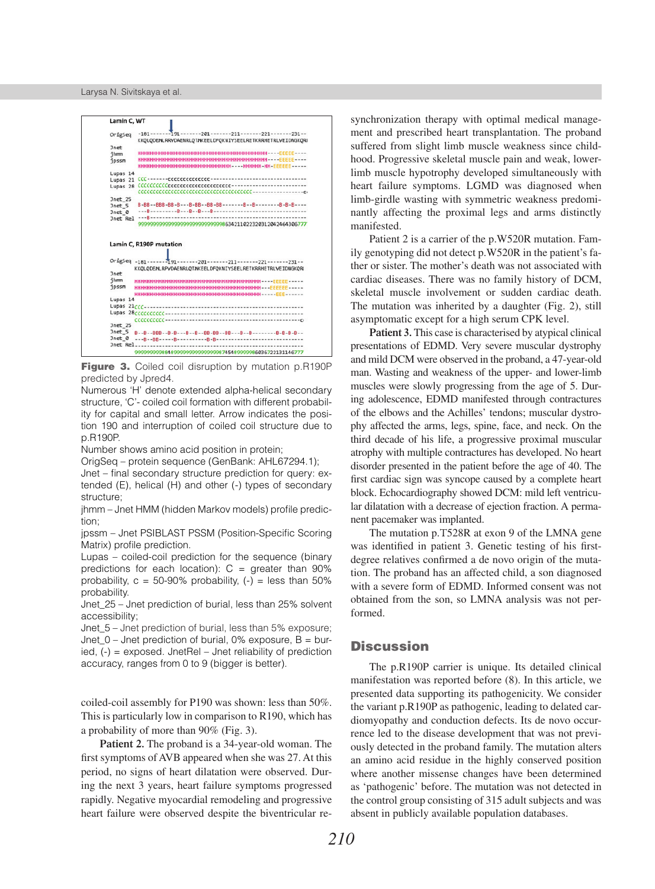Lamin C, WT

OrigSeq -181-------191-------201-------211-------221-------231--
KKQLQDEMLRRVDAENRLQTMKEELDFQKNIYSEELRETKRRHETRLVEIDNGKQRE

Jnet
jhmm
jpssm

Lupas 14
Lupas 21
Lupas 28

Jnet_25
Jnet_5
Jnet_0
Jnet Rel

Lamin C, R190P mutation

OrigSeq -181-------191-------201-------211-------221-------231--
KKQLQDEMLRPVDAENRLQTMKEELDFQKNIYSEELRETKRRHETRLVEIDNGKQRE

Jnet
jhmm
jpssm

Lupas 14
Lupas 21
Lupas 28

Jnet_25
Jnet_5
Jnet_0
Jnet Rel

**Figure 3.** Coiled coil disruption by mutation p.R190P predicted by Jpred4.

Numerous 'H' denote extended alpha-helical secondary structure, 'C'- coiled coil formation with different probability for capital and small letter. Arrow indicates the position 190 and interruption of coiled coil structure due to p.R190P.

Number shows amino acid position in protein;

OrigSeq – protein sequence (GenBank: AHL67294.1);

Jnet – final secondary structure prediction for query: extended (E), helical (H) and other (-) types of secondary structure;

jhmm – Jnet HMM (hidden Markov models) profile prediction;

jpssm – Jnet PSIBLAST PSSM (Position-Specific Scoring Matrix) profile prediction.

Lupas – coiled-coil prediction for the sequence (binary predictions for each location): C = greater than 90% probability, c = 50-90% probability, (-) = less than 50% probability.

Jnet_25 – Jnet prediction of burial, less than 25% solvent accessibility;

Jnet_5 – Jnet prediction of burial, less than 5% exposure;

Jnet_0 – Jnet prediction of burial, 0% exposure, B = buried, (-) = exposed. JnetRel – Jnet reliability of prediction accuracy, ranges from 0 to 9 (bigger is better).

coiled-coil assembly for P190 was shown: less than 50%. This is particularly low in comparison to R190, which has a probability of more than 90% (Fig. 3).

**Patient 2.** The proband is a 34-year-old woman. The first symptoms of AVB appeared when she was 27. At this period, no signs of heart dilatation were observed. During the next 3 years, heart failure symptoms progressed rapidly. Negative myocardial remodeling and progressive heart failure were observed despite the biventricular resynchronization therapy with optimal medical management and prescribed heart transplantation. The proband suffered from slight limb muscle weakness since childhood. Progressive skeletal muscle pain and weak, lower-limb muscle hypotrophy developed simultaneously with heart failure symptoms. LGMD was diagnosed when limb-girdle wasting with symmetric weakness predominantly affecting the proximal legs and arms distinctly manifested.

Patient 2 is a carrier of the p.W520R mutation. Family genotyping did not detect p.W520R in the patient's father or sister. The mother's death was not associated with cardiac diseases. There was no family history of DCM, skeletal muscle involvement or sudden cardiac death. The mutation was inherited by a daughter (Fig. 2), still asymptomatic except for a high serum CPK level.

**Patient 3.** This case is characterised by atypical clinical presentations of EDMD. Very severe muscular dystrophy and mild DCM were observed in the proband, a 47-year-old man. Wasting and weakness of the upper- and lower-limb muscles were slowly progressing from the age of 5. During adolescence, EDMD manifested through contractures of the elbows and the Achilles' tendons; muscular dystrophy affected the arms, legs, spine, face, and neck. On the third decade of his life, a progressive proximal muscular atrophy with multiple contractures has developed. No heart disorder presented in the patient before the age of 40. The first cardiac sign was syncope caused by a complete heart block. Echocardiography showed DCM: mild left ventricular dilatation with a decrease of ejection fraction. A permanent pacemaker was implanted.

The mutation p.T528R at exon 9 of the LMNA gene was identified in patient 3. Genetic testing of his first-degree relatives confirmed a de novo origin of the mutation. The proband has an affected child, a son diagnosed with a severe form of EDMD. Informed consent was not obtained from the son, so LMNA analysis was not performed.

## Discussion

The p.R190P carrier is unique. Its detailed clinical manifestation was reported before (8). In this article, we presented data supporting its pathogenicity. We consider the variant p.R190P as pathogenic, leading to delated cardiomyopathy and conduction defects. Its de novo occurrence led to the disease development that was not previously detected in the proband family. The mutation alters an amino acid residue in the highly conserved position where another missense changes have been determined as 'pathogenic' before. The mutation was not detected in the control group consisting of 315 adult subjects and was absent in publicly available population databases.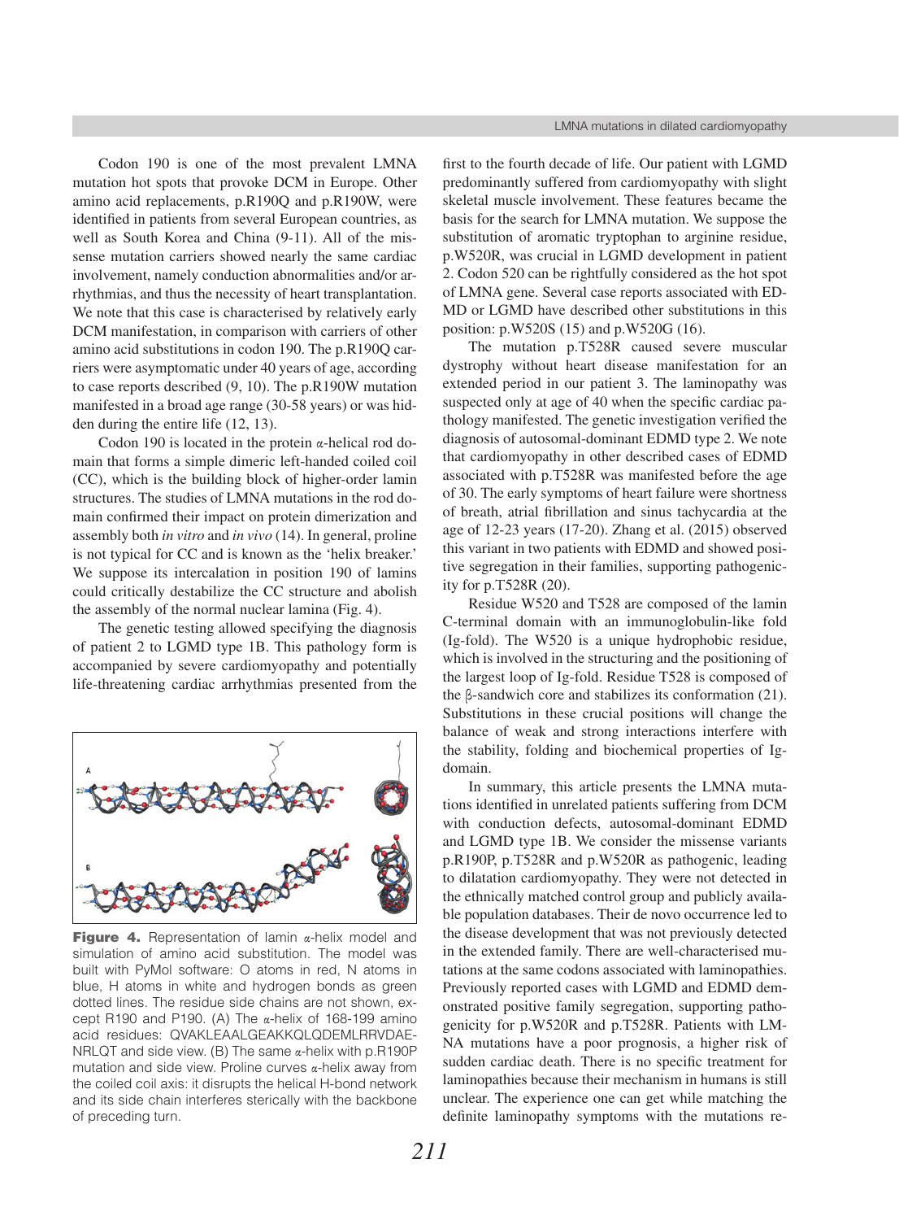Codon 190 is one of the most prevalent LMNA mutation hot spots that provoke DCM in Europe. Other amino acid replacements, p.R190Q and p.R190W, were identified in patients from several European countries, as well as South Korea and China (9-11). All of the missense mutation carriers showed nearly the same cardiac involvement, namely conduction abnormalities and/or arrhythmias, and thus the necessity of heart transplantation. We note that this case is characterised by relatively early DCM manifestation, in comparison with carriers of other amino acid substitutions in codon 190. The p.R190Q carriers were asymptomatic under 40 years of age, according to case reports described (9, 10). The p.R190W mutation manifested in a broad age range (30-58 years) or was hidden during the entire life (12, 13).

Codon 190 is located in the protein α-helical rod domain that forms a simple dimeric left-handed coiled coil (CC), which is the building block of higher-order lamin structures. The studies of LMNA mutations in the rod domain confirmed their impact on protein dimerization and assembly both *in vitro* and *in vivo* (14). In general, proline is not typical for CC and is known as the 'helix breaker.' We suppose its intercalation in position 190 of lamins could critically destabilize the CC structure and abolish the assembly of the normal nuclear lamina (Fig. 4).

The genetic testing allowed specifying the diagnosis of patient 2 to LGMD type 1B. This pathology form is accompanied by severe cardiomyopathy and potentially life-threatening cardiac arrhythmias presented from the first to the fourth decade of life. Our patient with LGMD predominantly suffered from cardiomyopathy with slight skeletal muscle involvement. These features became the basis for the search for LMNA mutation. We suppose the substitution of aromatic tryptophan to arginine residue, p.W520R, was crucial in LGMD development in patient 2. Codon 520 can be rightfully considered as the hot spot of LMNA gene. Several case reports associated with EDMD or LGMD have described other substitutions in this position: p.W520S (15) and p.W520G (16).

A

B

**Figure 4.** Representation of lamin α-helix model and simulation of amino acid substitution. The model was built with PyMol software: O atoms in red, N atoms in blue, H atoms in white and hydrogen bonds as green dotted lines. The residue side chains are not shown, except R190 and P190. (A) The α-helix of 168-199 amino acid residues: QVAKLEAALGEAKKQLQDEMLRRVDAENRLQT and side view. (B) The same α-helix with p.R190P mutation and side view. Proline curves α-helix away from the coiled coil axis: it disrupts the helical H-bond network and its side chain interferes sterically with the backbone of preceding turn.

The mutation p.T528R caused severe muscular dystrophy without heart disease manifestation for an extended period in our patient 3. The laminopathy was suspected only at age of 40 when the specific cardiac pathology manifested. The genetic investigation verified the diagnosis of autosomal-dominant EDMD type 2. We note that cardiomyopathy in other described cases of EDMD associated with p.T528R was manifested before the age of 30. The early symptoms of heart failure were shortness of breath, atrial fibrillation and sinus tachycardia at the age of 12-23 years (17-20). Zhang et al. (2015) observed this variant in two patients with EDMD and showed positive segregation in their families, supporting pathogenicity for p.T528R (20).

Residue W520 and T528 are composed of the lamin C-terminal domain with an immunoglobulin-like fold (Ig-fold). The W520 is a unique hydrophobic residue, which is involved in the structuring and the positioning of the largest loop of Ig-fold. Residue T528 is composed of the β-sandwich core and stabilizes its conformation (21). Substitutions in these crucial positions will change the balance of weak and strong interactions interfere with the stability, folding and biochemical properties of Ig-domain.

In summary, this article presents the LMNA mutations identified in unrelated patients suffering from DCM with conduction defects, autosomal-dominant EDMD and LGMD type 1B. We consider the missense variants p.R190P, p.T528R and p.W520R as pathogenic, leading to dilatation cardiomyopathy. They were not detected in the ethnically matched control group and publicly available population databases. Their de novo occurrence led to the disease development that was not previously detected in the extended family. There are well-characterised mutations at the same codons associated with laminopathies. Previously reported cases with LGMD and EDMD demonstrated positive family segregation, supporting pathogenicity for p.W520R and p.T528R. Patients with LMNA mutations have a poor prognosis, a higher risk of sudden cardiac death. There is no specific treatment for laminopathies because their mechanism in humans is still unclear. The experience one can get while matching the definite laminopathy symptoms with the mutations re-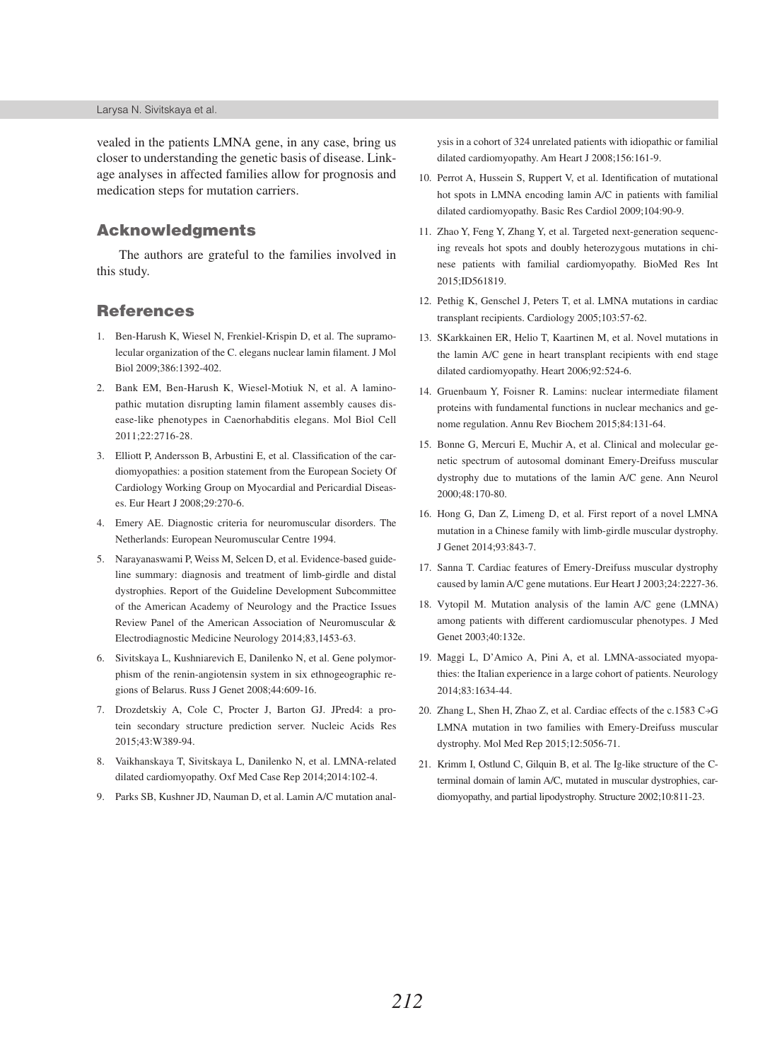vealed in the patients LMNA gene, in any case, bring us closer to understanding the genetic basis of disease. Linkage analyses in affected families allow for prognosis and medication steps for mutation carriers.

## Acknowledgments

The authors are grateful to the families involved in this study.

## References

1. Ben-Harush K, Wiesel N, Frenkiel-Krispin D, et al. The supramolecular organization of the C. elegans nuclear lamin filament. J Mol Biol 2009;386:1392-402.
2. Bank EM, Ben-Harush K, Wiesel-Motiuk N, et al. A laminopathic mutation disrupting lamin filament assembly causes disease-like phenotypes in Caenorhabditis elegans. Mol Biol Cell 2011;22:2716-28.
3. Elliott P, Andersson B, Arbustini E, et al. Classification of the cardiomyopathies: a position statement from the European Society Of Cardiology Working Group on Myocardial and Pericardial Diseases. Eur Heart J 2008;29:270-6.
4. Emery AE. Diagnostic criteria for neuromuscular disorders. The Netherlands: European Neuromuscular Centre 1994.
5. Narayanaswami P, Weiss M, Selcen D, et al. Evidence-based guideline summary: diagnosis and treatment of limb-girdle and distal dystrophies. Report of the Guideline Development Subcommittee of the American Academy of Neurology and the Practice Issues Review Panel of the American Association of Neuromuscular & Electrodiagnostic Medicine Neurology 2014;83,1453-63.
6. Sivitskaya L, Kushniarevich E, Danilenko N, et al. Gene polymorphism of the renin-angiotensin system in six ethnogeographic regions of Belarus. Russ J Genet 2008;44:609-16.
7. Drozdetskiy A, Cole C, Procter J, Barton GJ. JPred4: a protein secondary structure prediction server. Nucleic Acids Res 2015;43:W389-94.
8. Vaikhanskaya T, Sivitskaya L, Danilenko N, et al. LMNA-related dilated cardiomyopathy. Oxf Med Case Rep 2014;2014:102-4.
9. Parks SB, Kushner JD, Nauman D, et al. Lamin A/C mutation analysis in a cohort of 324 unrelated patients with idiopathic or familial dilated cardiomyopathy. Am Heart J 2008;156:161-9.
10. Perrot A, Hussein S, Ruppert V, et al. Identification of mutational hot spots in LMNA encoding lamin A/C in patients with familial dilated cardiomyopathy. Basic Res Cardiol 2009;104:90-9.
11. Zhao Y, Feng Y, Zhang Y, et al. Targeted next-generation sequencing reveals hot spots and doubly heterozygous mutations in chinese patients with familial cardiomyopathy. BioMed Res Int 2015;ID561819.
12. Pethig K, Genschel J, Peters T, et al. LMNA mutations in cardiac transplant recipients. Cardiology 2005;103:57-62.
13. SKarkkainen ER, Helio T, Kaartinen M, et al. Novel mutations in the lamin A/C gene in heart transplant recipients with end stage dilated cardiomyopathy. Heart 2006;92:524-6.
14. Gruenbaum Y, Foisner R. Lamins: nuclear intermediate filament proteins with fundamental functions in nuclear mechanics and genome regulation. Annu Rev Biochem 2015;84:131-64.
15. Bonne G, Mercuri E, Muchir A, et al. Clinical and molecular genetic spectrum of autosomal dominant Emery-Dreifuss muscular dystrophy due to mutations of the lamin A/C gene. Ann Neurol 2000;48:170-80.
16. Hong G, Dan Z, Limeng D, et al. First report of a novel LMNA mutation in a Chinese family with limb-girdle muscular dystrophy. J Genet 2014;93:843-7.
17. Sanna T. Cardiac features of Emery-Dreifuss muscular dystrophy caused by lamin A/C gene mutations. Eur Heart J 2003;24:2227-36.
18. Vytopil M. Mutation analysis of the lamin A/C gene (LMNA) among patients with different cardiomuscular phenotypes. J Med Genet 2003;40:132e.
19. Maggi L, D'Amico A, Pini A, et al. LMNA-associated myopathies: the Italian experience in a large cohort of patients. Neurology 2014;83:1634-44.
20. Zhang L, Shen H, Zhao Z, et al. Cardiac effects of the c.1583 C→G LMNA mutation in two families with Emery-Dreifuss muscular dystrophy. Mol Med Rep 2015;12:5056-71.
21. Krimm I, Ostlund C, Gilquin B, et al. The Ig-like structure of the C-terminal domain of lamin A/C, mutated in muscular dystrophies, cardiomyopathy, and partial lipodystrophy. Structure 2002;10:811-23.